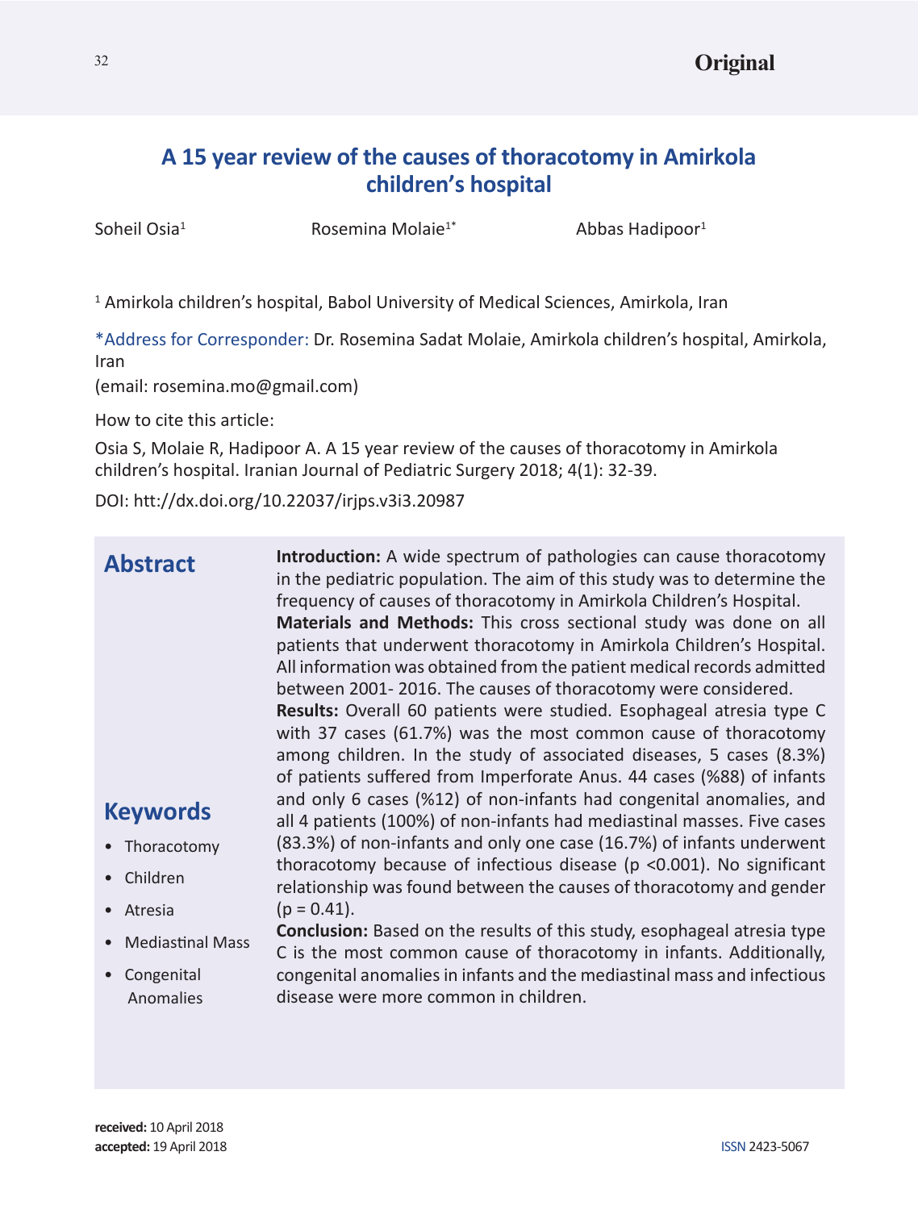Original

# A 15 year review of the causes of thoracotomy in Amirkola children's hospital

Soheil Osia[1] Rosemina Molaie[1*] Abbas Hadipoor[1]

[1] Amirkola children's hospital, Babol University of Medical Sciences, Amirkola, Iran

*Address for Corresponder: Dr. Rosemina Sadat Molaie, Amirkola children's hospital, Amirkola, Iran
(email: rosemina.mo@gmail.com)

How to cite this article:

Osia S, Molaie R, Hadipoor A. A 15 year review of the causes of thoracotomy in Amirkola children's hospital. Iranian Journal of Pediatric Surgery 2018; 4(1): 32-39.

DOI: htt://dx.doi.org/10.22037/irjps.v3i3.20987

## Abstract

**Introduction:** A wide spectrum of pathologies can cause thoracotomy in the pediatric population. The aim of this study was to determine the frequency of causes of thoracotomy in Amirkola Children's Hospital.

**Materials and Methods:** This cross sectional study was done on all patients that underwent thoracotomy in Amirkola Children's Hospital. All information was obtained from the patient medical records admitted between 2001- 2016. The causes of thoracotomy were considered.

**Results:** Overall 60 patients were studied. Esophageal atresia type C with 37 cases (61.7%) was the most common cause of thoracotomy among children. In the study of associated diseases, 5 cases (8.3%) of patients suffered from Imperforate Anus. 44 cases (%88) of infants and only 6 cases (%12) of non-infants had congenital anomalies, and all 4 patients (100%) of non-infants had mediastinal masses. Five cases (83.3%) of non-infants and only one case (16.7%) of infants underwent thoracotomy because of infectious disease ($p < 0.001$). No significant relationship was found between the causes of thoracotomy and gender ($p = 0.41$).

**Conclusion:** Based on the results of this study, esophageal atresia type C is the most common cause of thoracotomy in infants. Additionally, congenital anomalies in infants and the mediastinal mass and infectious disease were more common in children.

## Keywords

- Thoracotomy
- Children
- Atresia
- Mediastinal Mass
- Congenital Anomalies

**received:** 10 April 2018
**accepted:** 19 April 2018

ISSN 2423-5067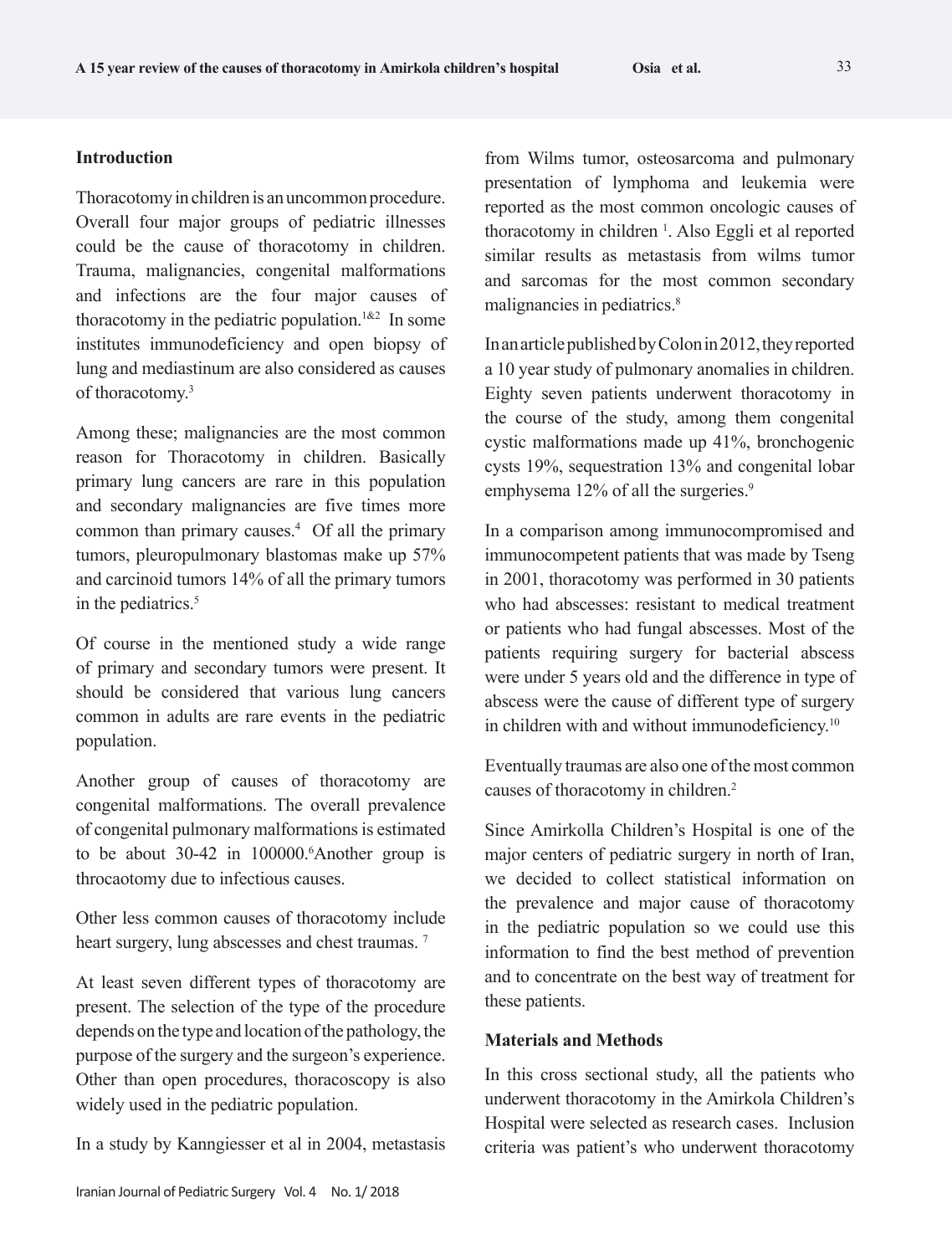## Introduction

Thoracotomy in children is an uncommon procedure. Overall four major groups of pediatric illnesses could be the cause of thoracotomy in children. Trauma, malignancies, congenital malformations and infections are the four major causes of thoracotomy in the pediatric population.[1&2] In some institutes immunodeficiency and open biopsy of lung and mediastinum are also considered as causes of thoracotomy.[3]

Among these; malignancies are the most common reason for Thoracotomy in children. Basically primary lung cancers are rare in this population and secondary malignancies are five times more common than primary causes.[4] Of all the primary tumors, pleuropulmonary blastomas make up 57% and carcinoid tumors 14% of all the primary tumors in the pediatrics.[5]

Of course in the mentioned study a wide range of primary and secondary tumors were present. It should be considered that various lung cancers common in adults are rare events in the pediatric population.

Another group of causes of thoracotomy are congenital malformations. The overall prevalence of congenital pulmonary malformations is estimated to be about 30-42 in 100000.[6]Another group is throcaotomy due to infectious causes.

Other less common causes of thoracotomy include heart surgery, lung abscesses and chest traumas. [7]

At least seven different types of thoracotomy are present. The selection of the type of the procedure depends on the type and location of the pathology, the purpose of the surgery and the surgeon's experience. Other than open procedures, thoracoscopy is also widely used in the pediatric population.

In a study by Kanngiesser et al in 2004, metastasis from Wilms tumor, osteosarcoma and pulmonary presentation of lymphoma and leukemia were reported as the most common oncologic causes of thoracotomy in children [1]. Also Eggli et al reported similar results as metastasis from wilms tumor and sarcomas for the most common secondary malignancies in pediatrics.[8]

In an article published by Colon in 2012, they reported a 10 year study of pulmonary anomalies in children. Eighty seven patients underwent thoracotomy in the course of the study, among them congenital cystic malformations made up 41%, bronchogenic cysts 19%, sequestration 13% and congenital lobar emphysema 12% of all the surgeries.[9]

In a comparison among immunocompromised and immunocompetent patients that was made by Tseng in 2001, thoracotomy was performed in 30 patients who had abscesses: resistant to medical treatment or patients who had fungal abscesses. Most of the patients requiring surgery for bacterial abscess were under 5 years old and the difference in type of abscess were the cause of different type of surgery in children with and without immunodeficiency.[10]

Eventually traumas are also one of the most common causes of thoracotomy in children.[2]

Since Amirkolla Children's Hospital is one of the major centers of pediatric surgery in north of Iran, we decided to collect statistical information on the prevalence and major cause of thoracotomy in the pediatric population so we could use this information to find the best method of prevention and to concentrate on the best way of treatment for these patients.

## Materials and Methods

In this cross sectional study, all the patients who underwent thoracotomy in the Amirkola Children's Hospital were selected as research cases. Inclusion criteria was patient's who underwent thoracotomy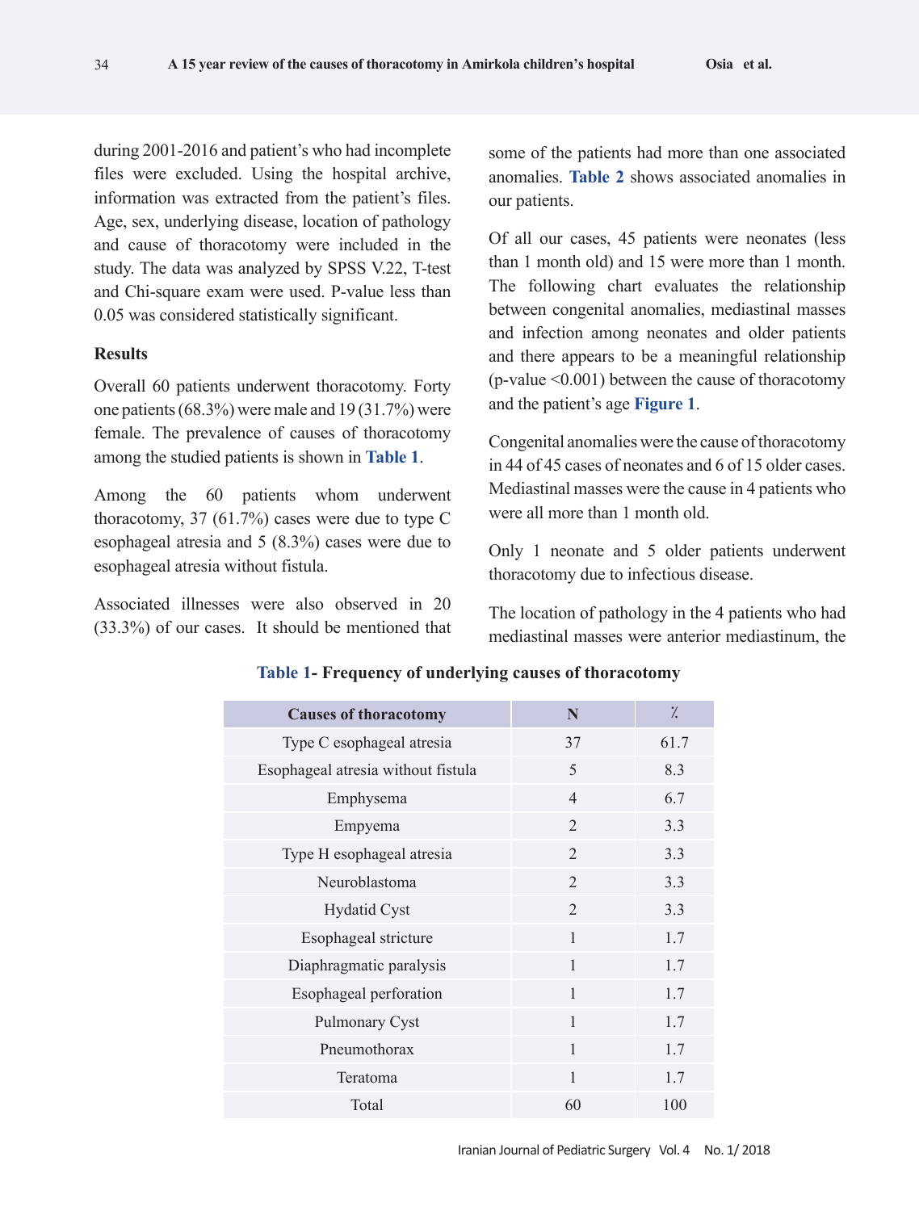during 2001-2016 and patient's who had incomplete files were excluded. Using the hospital archive, information was extracted from the patient's files. Age, sex, underlying disease, location of pathology and cause of thoracotomy were included in the study. The data was analyzed by SPSS V.22, T-test and Chi-square exam were used. P-value less than 0.05 was considered statistically significant.

**Results**

Overall 60 patients underwent thoracotomy. Forty one patients (68.3%) were male and 19 (31.7%) were female. The prevalence of causes of thoracotomy among the studied patients is shown in **Table 1**.

Among the 60 patients whom underwent thoracotomy, 37 (61.7%) cases were due to type C esophageal atresia and 5 (8.3%) cases were due to esophageal atresia without fistula.

Associated illnesses were also observed in 20 (33.3%) of our cases. It should be mentioned that some of the patients had more than one associated anomalies. **Table 2** shows associated anomalies in our patients.

Of all our cases, 45 patients were neonates (less than 1 month old) and 15 were more than 1 month. The following chart evaluates the relationship between congenital anomalies, mediastinal masses and infection among neonates and older patients and there appears to be a meaningful relationship (p-value <0.001) between the cause of thoracotomy and the patient's age **Figure 1**.

Congenital anomalies were the cause of thoracotomy in 44 of 45 cases of neonates and 6 of 15 older cases. Mediastinal masses were the cause in 4 patients who were all more than 1 month old.

Only 1 neonate and 5 older patients underwent thoracotomy due to infectious disease.

The location of pathology in the 4 patients who had mediastinal masses were anterior mediastinum, the

**Table 1- Frequency of underlying causes of thoracotomy**

| Causes of thoracotomy | N | % |
|---|---|---|
| Type C esophageal atresia | 37 | 61.7 |
| Esophageal atresia without fistula | 5 | 8.3 |
| Emphysema | 4 | 6.7 |
| Empyema | 2 | 3.3 |
| Type H esophageal atresia | 2 | 3.3 |
| Neuroblastoma | 2 | 3.3 |
| Hydatid Cyst | 2 | 3.3 |
| Esophageal stricture | 1 | 1.7 |
| Diaphragmatic paralysis | 1 | 1.7 |
| Esophageal perforation | 1 | 1.7 |
| Pulmonary Cyst | 1 | 1.7 |
| Pneumothorax | 1 | 1.7 |
| Teratoma | 1 | 1.7 |
| Total | 60 | 100 |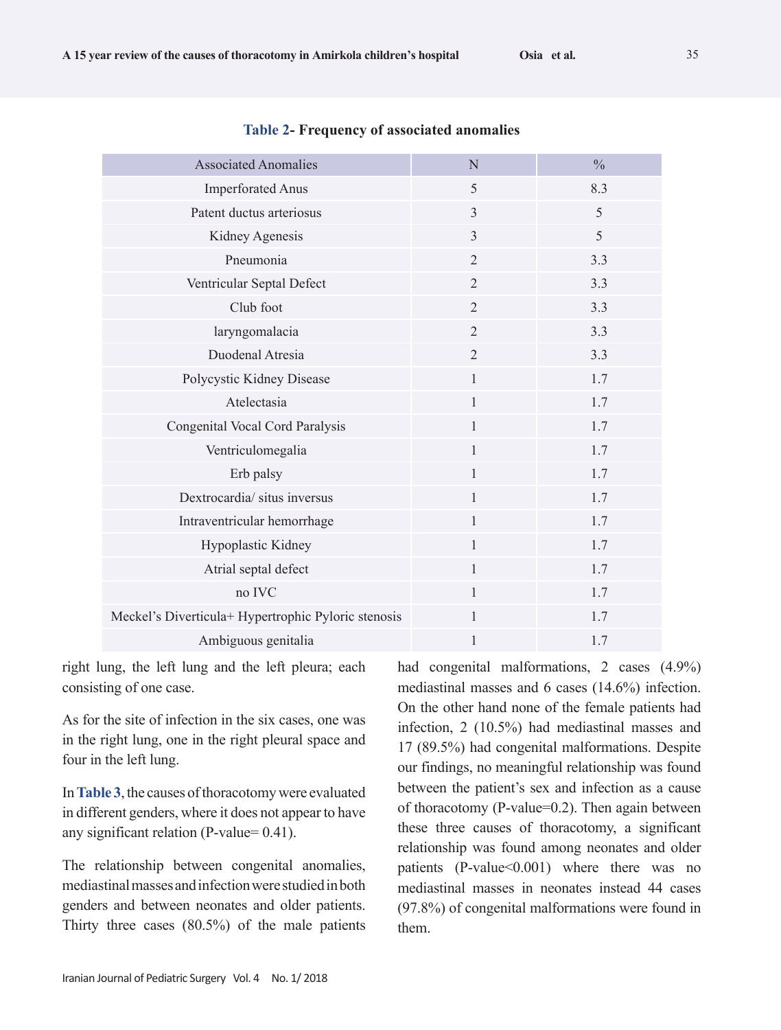**Table 2- Frequency of associated anomalies**

| Associated Anomalies | N | % |
|---|---|---|
| Imperforated Anus | 5 | 8.3 |
| Patent ductus arteriosus | 3 | 5 |
| Kidney Agenesis | 3 | 5 |
| Pneumonia | 2 | 3.3 |
| Ventricular Septal Defect | 2 | 3.3 |
| Club foot | 2 | 3.3 |
| laryngomalacia | 2 | 3.3 |
| Duodenal Atresia | 2 | 3.3 |
| Polycystic Kidney Disease | 1 | 1.7 |
| Atelectasia | 1 | 1.7 |
| Congenital Vocal Cord Paralysis | 1 | 1.7 |
| Ventriculomegalia | 1 | 1.7 |
| Erb palsy | 1 | 1.7 |
| Dextrocardia/ situs inversus | 1 | 1.7 |
| Intraventricular hemorrhage | 1 | 1.7 |
| Hypoplastic Kidney | 1 | 1.7 |
| Atrial septal defect | 1 | 1.7 |
| no IVC | 1 | 1.7 |
| Meckel's Diverticula+ Hypertrophic Pyloric stenosis | 1 | 1.7 |
| Ambiguous genitalia | 1 | 1.7 |

right lung, the left lung and the left pleura; each consisting of one case.

As for the site of infection in the six cases, one was in the right lung, one in the right pleural space and four in the left lung.

In **Table 3**, the causes of thoracotomy were evaluated in different genders, where it does not appear to have any significant relation (P-value= 0.41).

The relationship between congenital anomalies, mediastinal masses and infection were studied in both genders and between neonates and older patients. Thirty three cases (80.5%) of the male patients had congenital malformations, 2 cases (4.9%) mediastinal masses and 6 cases (14.6%) infection. On the other hand none of the female patients had infection, 2 (10.5%) had mediastinal masses and 17 (89.5%) had congenital malformations. Despite our findings, no meaningful relationship was found between the patient's sex and infection as a cause of thoracotomy (P-value=0.2). Then again between these three causes of thoracotomy, a significant relationship was found among neonates and older patients (P-value<0.001) where there was no mediastinal masses in neonates instead 44 cases (97.8%) of congenital malformations were found in them.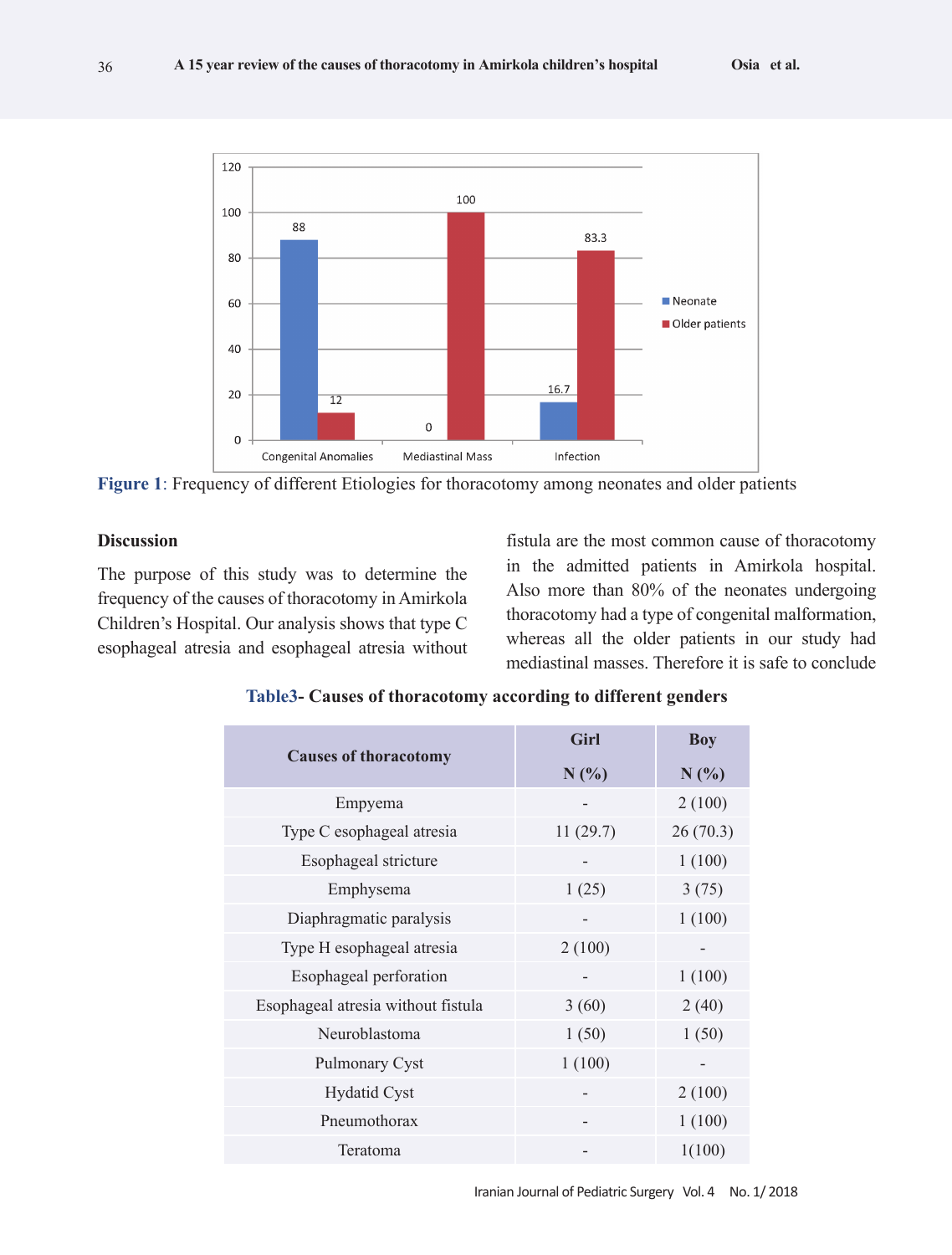Figure 1: Frequency of different Etiologies for thoracotomy among neonates and older patients

## Discussion

The purpose of this study was to determine the frequency of the causes of thoracotomy in Amirkola Children's Hospital. Our analysis shows that type C esophageal atresia and esophageal atresia without fistula are the most common cause of thoracotomy in the admitted patients in Amirkola hospital. Also more than 80% of the neonates undergoing thoracotomy had a type of congenital malformation, whereas all the older patients in our study had mediastinal masses. Therefore it is safe to conclude

**Table3- Causes of thoracotomy according to different genders**

| Causes of thoracotomy | Girl N (%) | Boy N (%) |
|---|---|---|
| Empyema | - | 2 (100) |
| Type C esophageal atresia | 11 (29.7) | 26 (70.3) |
| Esophageal stricture | - | 1 (100) |
| Emphysema | 1 (25) | 3 (75) |
| Diaphragmatic paralysis | - | 1 (100) |
| Type H esophageal atresia | 2 (100) | - |
| Esophageal perforation | - | 1 (100) |
| Esophageal atresia without fistula | 3 (60) | 2 (40) |
| Neuroblastoma | 1 (50) | 1 (50) |
| Pulmonary Cyst | 1 (100) | - |
| Hydatid Cyst | - | 2 (100) |
| Pneumothorax | - | 1 (100) |
| Teratoma | - | 1(100) |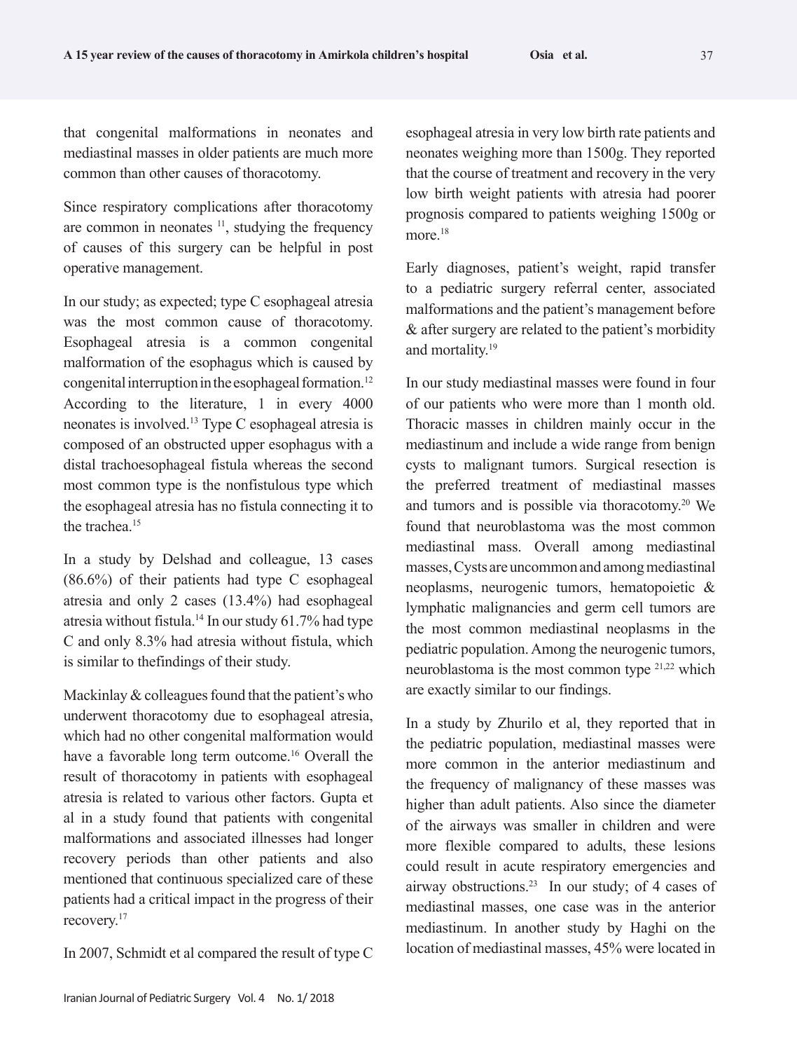that congenital malformations in neonates and mediastinal masses in older patients are much more common than other causes of thoracotomy.

Since respiratory complications after thoracotomy are common in neonates [11], studying the frequency of causes of this surgery can be helpful in post operative management.

In our study; as expected; type C esophageal atresia was the most common cause of thoracotomy. Esophageal atresia is a common congenital malformation of the esophagus which is caused by congenital interruption in the esophageal formation.[12] According to the literature, 1 in every 4000 neonates is involved.[13] Type C esophageal atresia is composed of an obstructed upper esophagus with a distal trachoesophageal fistula whereas the second most common type is the nonfistulous type which the esophageal atresia has no fistula connecting it to the trachea.[15]

In a study by Delshad and colleague, 13 cases (86.6%) of their patients had type C esophageal atresia and only 2 cases (13.4%) had esophageal atresia without fistula.[14] In our study 61.7% had type C and only 8.3% had atresia without fistula, which is similar to thefindings of their study.

Mackinlay & colleagues found that the patient's who underwent thoracotomy due to esophageal atresia, which had no other congenital malformation would have a favorable long term outcome.[16] Overall the result of thoracotomy in patients with esophageal atresia is related to various other factors. Gupta et al in a study found that patients with congenital malformations and associated illnesses had longer recovery periods than other patients and also mentioned that continuous specialized care of these patients had a critical impact in the progress of their recovery.[17]

In 2007, Schmidt et al compared the result of type C esophageal atresia in very low birth rate patients and neonates weighing more than 1500g. They reported that the course of treatment and recovery in the very low birth weight patients with atresia had poorer prognosis compared to patients weighing 1500g or more.[18]

Early diagnoses, patient's weight, rapid transfer to a pediatric surgery referral center, associated malformations and the patient's management before & after surgery are related to the patient's morbidity and mortality.[19]

In our study mediastinal masses were found in four of our patients who were more than 1 month old. Thoracic masses in children mainly occur in the mediastinum and include a wide range from benign cysts to malignant tumors. Surgical resection is the preferred treatment of mediastinal masses and tumors and is possible via thoracotomy.[20] We found that neuroblastoma was the most common mediastinal mass. Overall among mediastinal masses, Cysts are uncommon and among mediastinal neoplasms, neurogenic tumors, hematopoietic & lymphatic malignancies and germ cell tumors are the most common mediastinal neoplasms in the pediatric population. Among the neurogenic tumors, neuroblastoma is the most common type [21,22] which are exactly similar to our findings.

In a study by Zhurilo et al, they reported that in the pediatric population, mediastinal masses were more common in the anterior mediastinum and the frequency of malignancy of these masses was higher than adult patients. Also since the diameter of the airways was smaller in children and were more flexible compared to adults, these lesions could result in acute respiratory emergencies and airway obstructions.[23] In our study; of 4 cases of mediastinal masses, one case was in the anterior mediastinum. In another study by Haghi on the location of mediastinal masses, 45% were located in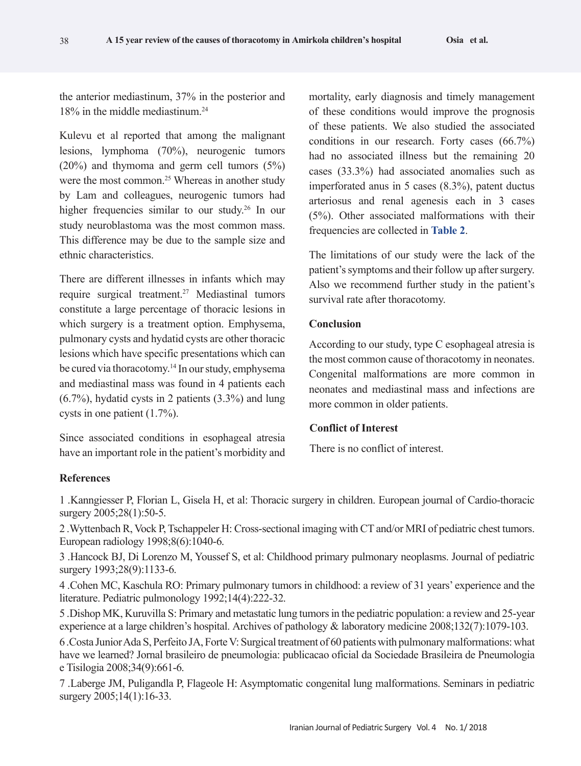the anterior mediastinum, 37% in the posterior and 18% in the middle mediastinum.[24]

Kulevu et al reported that among the malignant lesions, lymphoma (70%), neurogenic tumors (20%) and thymoma and germ cell tumors (5%) were the most common.[25] Whereas in another study by Lam and colleagues, neurogenic tumors had higher frequencies similar to our study.[26] In our study neuroblastoma was the most common mass. This difference may be due to the sample size and ethnic characteristics.

There are different illnesses in infants which may require surgical treatment.[27] Mediastinal tumors constitute a large percentage of thoracic lesions in which surgery is a treatment option. Emphysema, pulmonary cysts and hydatid cysts are other thoracic lesions which have specific presentations which can be cured via thoracotomy.[14] In our study, emphysema and mediastinal mass was found in 4 patients each (6.7%), hydatid cysts in 2 patients (3.3%) and lung cysts in one patient (1.7%).

Since associated conditions in esophageal atresia have an important role in the patient's morbidity and mortality, early diagnosis and timely management of these conditions would improve the prognosis of these patients. We also studied the associated conditions in our research. Forty cases (66.7%) had no associated illness but the remaining 20 cases (33.3%) had associated anomalies such as imperforated anus in 5 cases (8.3%), patent ductus arteriosus and renal agenesis each in 3 cases (5%). Other associated malformations with their frequencies are collected in **Table 2**.

The limitations of our study were the lack of the patient's symptoms and their follow up after surgery. Also we recommend further study in the patient's survival rate after thoracotomy.

### Conclusion

According to our study, type C esophageal atresia is the most common cause of thoracotomy in neonates. Congenital malformations are more common in neonates and mediastinal mass and infections are more common in older patients.

### Conflict of Interest

There is no conflict of interest.

### References

1 .Kanngiesser P, Florian L, Gisela H, et al: Thoracic surgery in children. European journal of Cardio-thoracic surgery 2005;28(1):50-5.

2 .Wyttenbach R, Vock P, Tschappeler H: Cross-sectional imaging with CT and/or MRI of pediatric chest tumors. European radiology 1998;8(6):1040-6.

3 .Hancock BJ, Di Lorenzo M, Youssef S, et al: Childhood primary pulmonary neoplasms. Journal of pediatric surgery 1993;28(9):1133-6.

4 .Cohen MC, Kaschula RO: Primary pulmonary tumors in childhood: a review of 31 years' experience and the literature. Pediatric pulmonology 1992;14(4):222-32.

5 .Dishop MK, Kuruvilla S: Primary and metastatic lung tumors in the pediatric population: a review and 25-year experience at a large children's hospital. Archives of pathology & laboratory medicine 2008;132(7):1079-103.

6 .Costa Junior Ada S, Perfeito JA, Forte V: Surgical treatment of 60 patients with pulmonary malformations: what have we learned? Jornal brasileiro de pneumologia: publicacao oficial da Sociedade Brasileira de Pneumologia e Tisilogia 2008;34(9):661-6.

7 .Laberge JM, Puligandla P, Flageole H: Asymptomatic congenital lung malformations. Seminars in pediatric surgery 2005;14(1):16-33.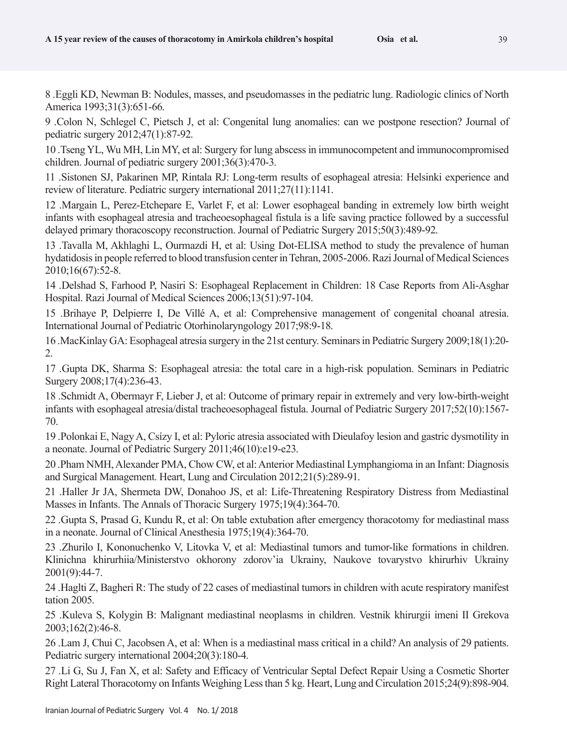8 .Eggli KD, Newman B: Nodules, masses, and pseudomasses in the pediatric lung. Radiologic clinics of North America 1993;31(3):651-66.

9 .Colon N, Schlegel C, Pietsch J, et al: Congenital lung anomalies: can we postpone resection? Journal of pediatric surgery 2012;47(1):87-92.

10 .Tseng YL, Wu MH, Lin MY, et al: Surgery for lung abscess in immunocompetent and immunocompromised children. Journal of pediatric surgery 2001;36(3):470-3.

11 .Sistonen SJ, Pakarinen MP, Rintala RJ: Long-term results of esophageal atresia: Helsinki experience and review of literature. Pediatric surgery international 2011;27(11):1141.

12 .Margain L, Perez-Etchepare E, Varlet F, et al: Lower esophageal banding in extremely low birth weight infants with esophageal atresia and tracheoesophageal fistula is a life saving practice followed by a successful delayed primary thoracoscopy reconstruction. Journal of Pediatric Surgery 2015;50(3):489-92.

13 .Tavalla M, Akhlaghi L, Ourmazdi H, et al: Using Dot-ELISA method to study the prevalence of human hydatidosis in people referred to blood transfusion center in Tehran, 2005-2006. Razi Journal of Medical Sciences 2010;16(67):52-8.

14 .Delshad S, Farhood P, Nasiri S: Esophageal Replacement in Children: 18 Case Reports from Ali-Asghar Hospital. Razi Journal of Medical Sciences 2006;13(51):97-104.

15 .Brihaye P, Delpierre I, De Villé A, et al: Comprehensive management of congenital choanal atresia. International Journal of Pediatric Otorhinolaryngology 2017;98:9-18.

16 .MacKinlay GA: Esophageal atresia surgery in the 21st century. Seminars in Pediatric Surgery 2009;18(1):20-2.

17 .Gupta DK, Sharma S: Esophageal atresia: the total care in a high-risk population. Seminars in Pediatric Surgery 2008;17(4):236-43.

18 .Schmidt A, Obermayr F, Lieber J, et al: Outcome of primary repair in extremely and very low-birth-weight infants with esophageal atresia/distal tracheoesophageal fistula. Journal of Pediatric Surgery 2017;52(10):1567-70.

19 .Polonkai E, Nagy A, Csízy I, et al: Pyloric atresia associated with Dieulafoy lesion and gastric dysmotility in a neonate. Journal of Pediatric Surgery 2011;46(10):e19-e23.

20 .Pham NMH, Alexander PMA, Chow CW, et al: Anterior Mediastinal Lymphangioma in an Infant: Diagnosis and Surgical Management. Heart, Lung and Circulation 2012;21(5):289-91.

21 .Haller Jr JA, Shermeta DW, Donahoo JS, et al: Life-Threatening Respiratory Distress from Mediastinal Masses in Infants. The Annals of Thoracic Surgery 1975;19(4):364-70.

22 .Gupta S, Prasad G, Kundu R, et al: On table extubation after emergency thoracotomy for mediastinal mass in a neonate. Journal of Clinical Anesthesia 1975;19(4):364-70.

23 .Zhurilo I, Kononuchenko V, Litovka V, et al: Mediastinal tumors and tumor-like formations in children. Klinichna khirurhiia/Ministerstvo okhorony zdorov'ia Ukrainy, Naukove tovarystvo khirurhiv Ukrainy 2001(9):44-7.

24 .Haglti Z, Bagheri R: The study of 22 cases of mediastinal tumors in children with acute respiratory manifest tation 2005.

25 .Kuleva S, Kolygin B: Malignant mediastinal neoplasms in children. Vestnik khirurgii imeni II Grekova 2003;162(2):46-8.

26 .Lam J, Chui C, Jacobsen A, et al: When is a mediastinal mass critical in a child? An analysis of 29 patients. Pediatric surgery international 2004;20(3):180-4.

27 .Li G, Su J, Fan X, et al: Safety and Efficacy of Ventricular Septal Defect Repair Using a Cosmetic Shorter Right Lateral Thoracotomy on Infants Weighing Less than 5 kg. Heart, Lung and Circulation 2015;24(9):898-904.